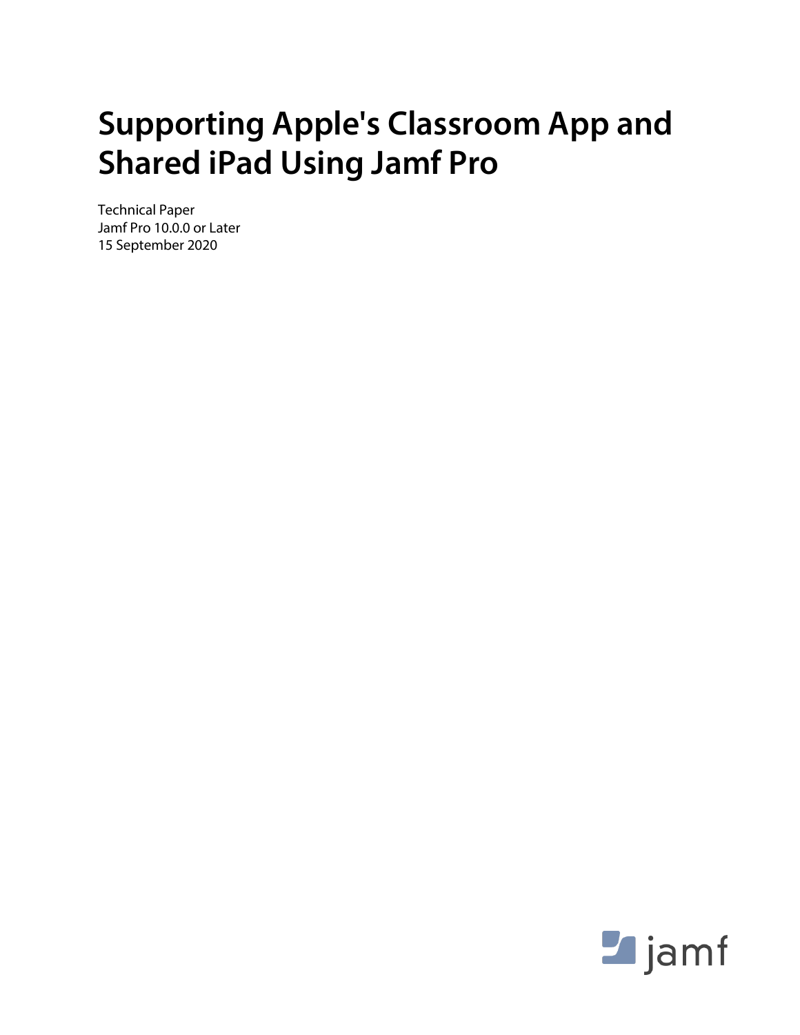# Supporting Apple's Classroom App and Shared iPad Using Jamf Pro

Technical Paper
Jamf Pro 10.0.0 or Later
15 September 2020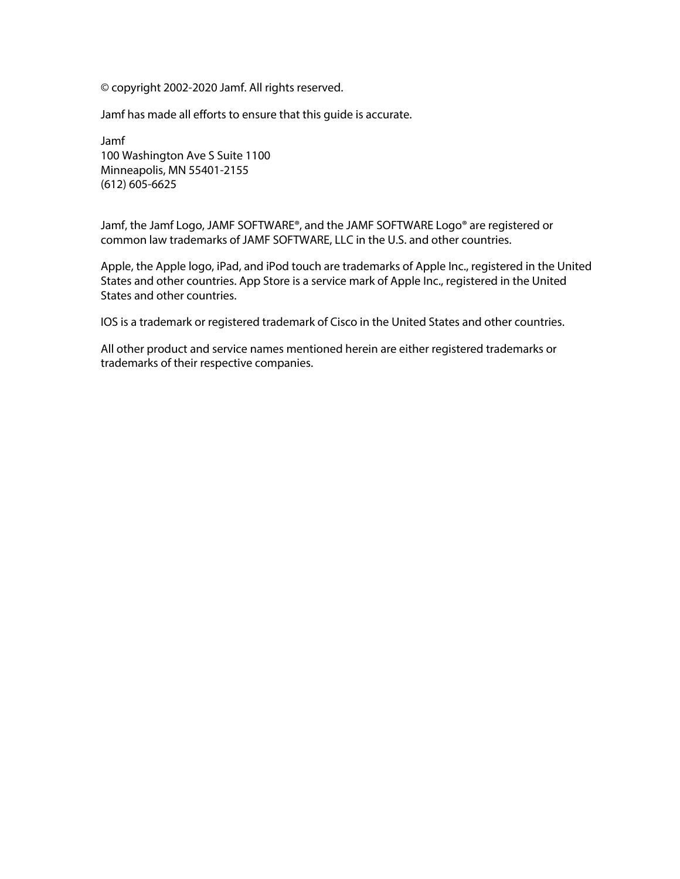© copyright 2002-2020 Jamf. All rights reserved.

Jamf has made all efforts to ensure that this guide is accurate.

Jamf  
100 Washington Ave S Suite 1100  
Minneapolis, MN 55401-2155  
(612) 605-6625

Jamf, the Jamf Logo, JAMF SOFTWARE®, and the JAMF SOFTWARE Logo® are registered or common law trademarks of JAMF SOFTWARE, LLC in the U.S. and other countries.

Apple, the Apple logo, iPad, and iPod touch are trademarks of Apple Inc., registered in the United States and other countries. App Store is a service mark of Apple Inc., registered in the United States and other countries.

IOS is a trademark or registered trademark of Cisco in the United States and other countries.

All other product and service names mentioned herein are either registered trademarks or trademarks of their respective companies.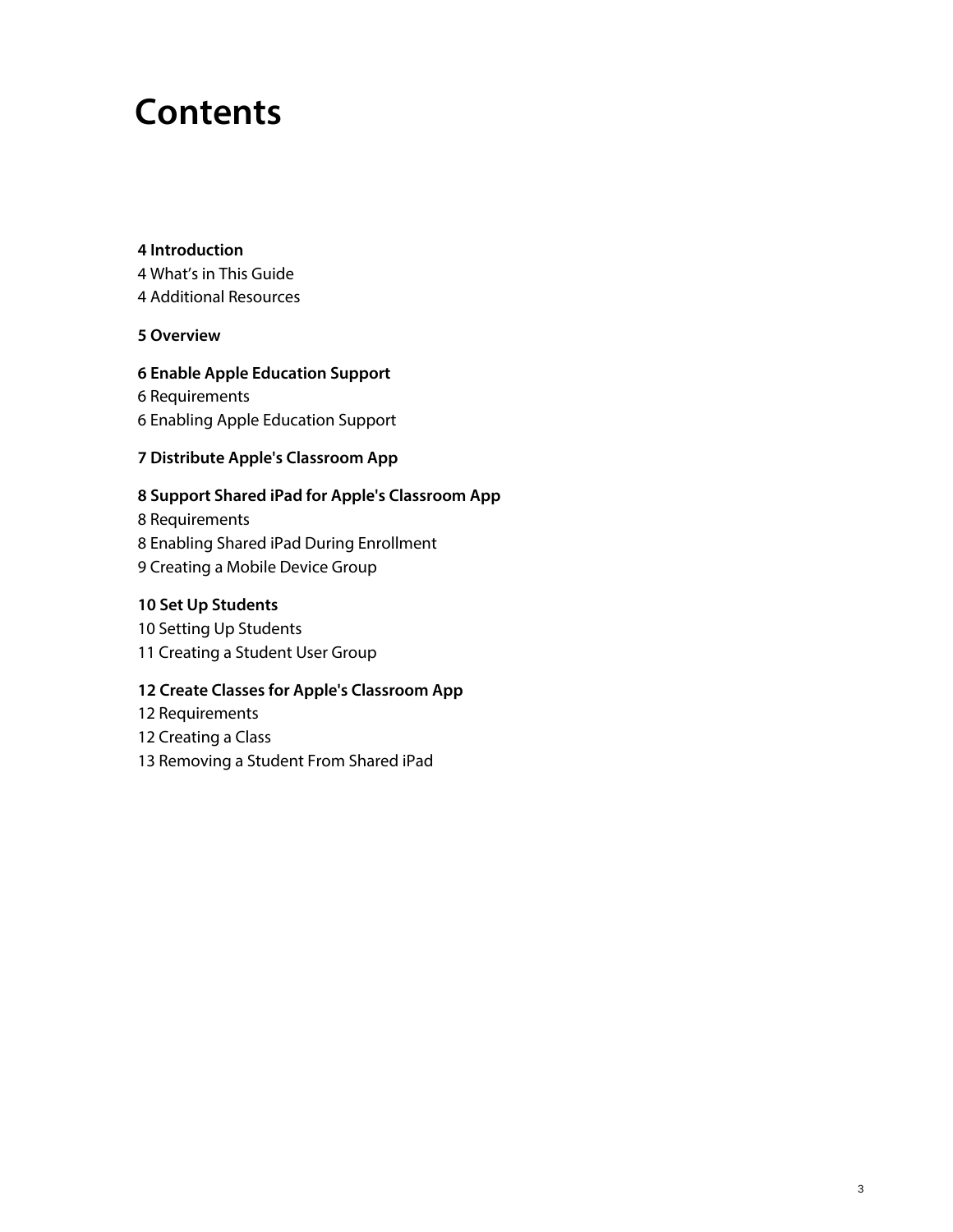# Contents

**4 Introduction**
4 What’s in This Guide
4 Additional Resources

**5 Overview**

**6 Enable Apple Education Support**
6 Requirements
6 Enabling Apple Education Support

**7 Distribute Apple's Classroom App**

**8 Support Shared iPad for Apple's Classroom App**
8 Requirements
8 Enabling Shared iPad During Enrollment
9 Creating a Mobile Device Group

**10 Set Up Students**
10 Setting Up Students
11 Creating a Student User Group

**12 Create Classes for Apple's Classroom App**
12 Requirements
12 Creating a Class
13 Removing a Student From Shared iPad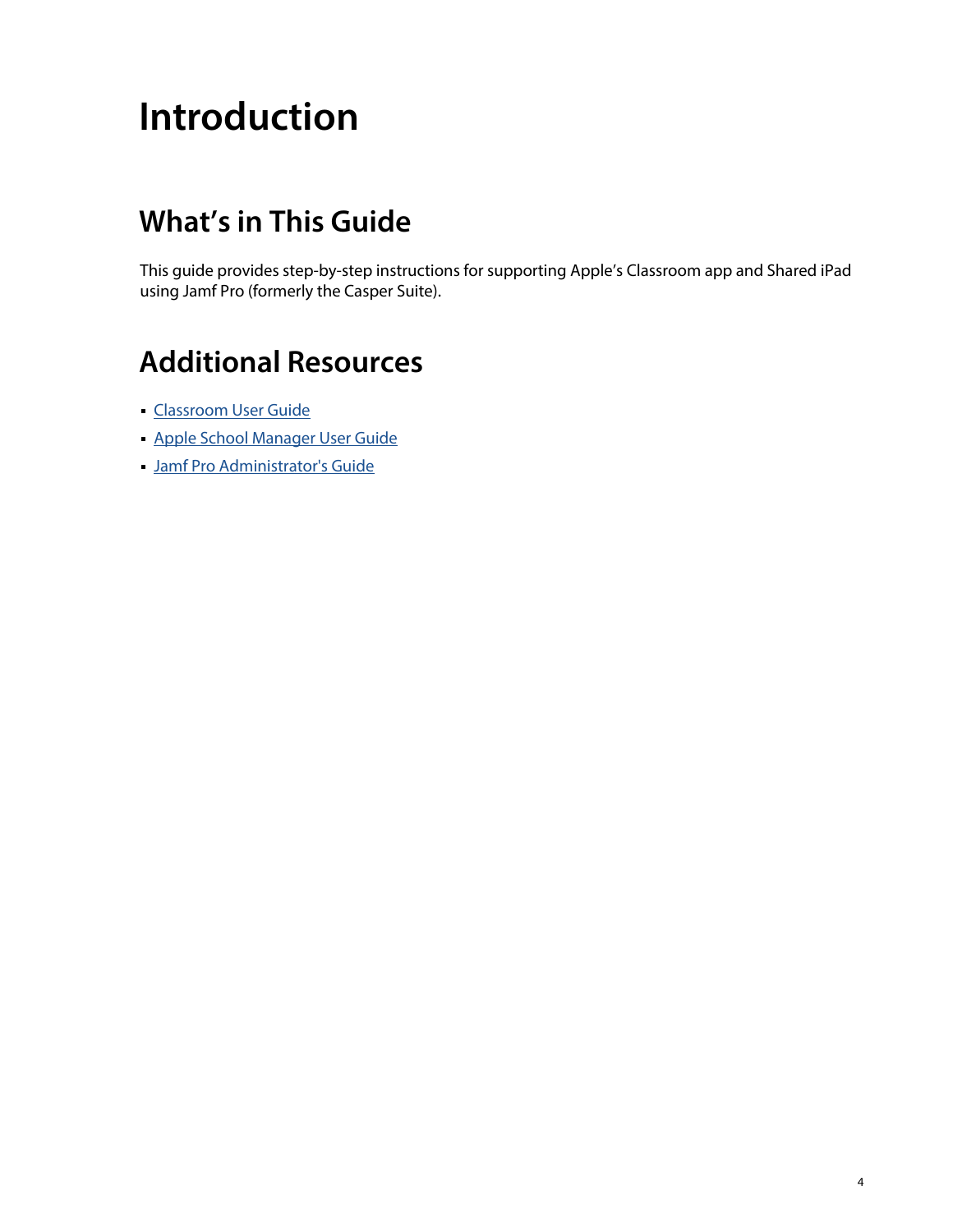# Introduction

## What's in This Guide

This guide provides step-by-step instructions for supporting Apple's Classroom app and Shared iPad using Jamf Pro (formerly the Casper Suite).

## Additional Resources

- Classroom User Guide
- Apple School Manager User Guide
- Jamf Pro Administrator's Guide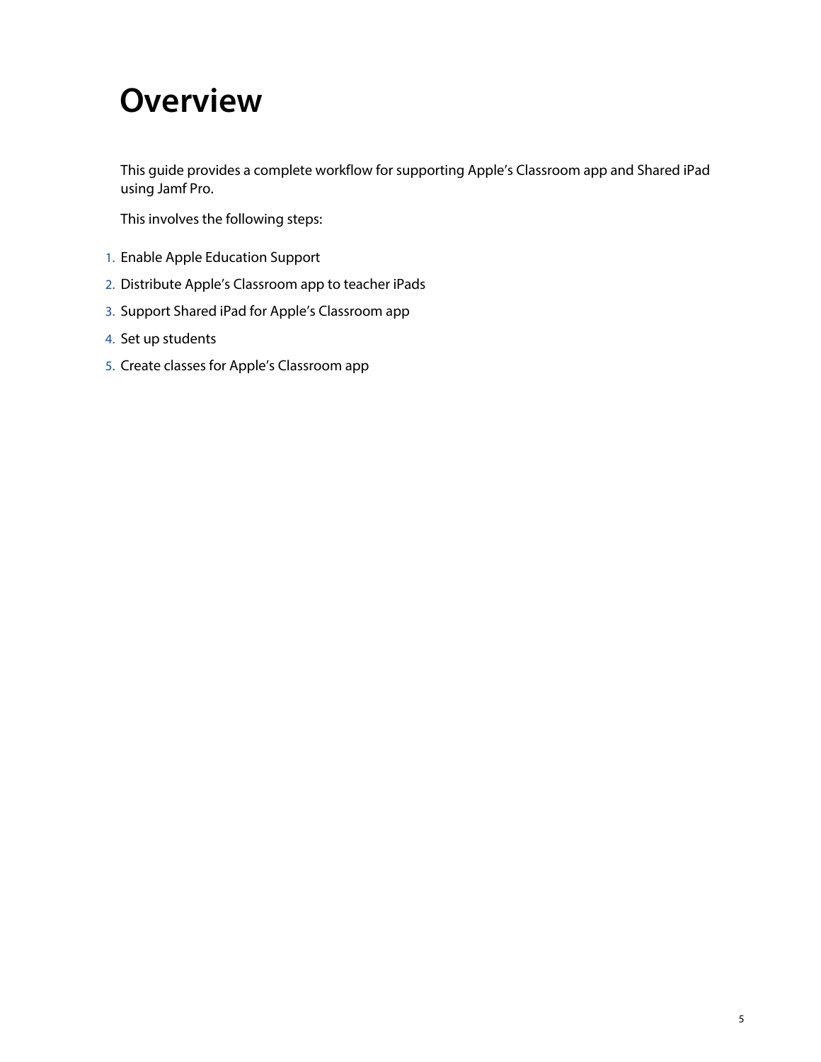# Overview

This guide provides a complete workflow for supporting Apple’s Classroom app and Shared iPad using Jamf Pro.

This involves the following steps:

1. Enable Apple Education Support
2. Distribute Apple’s Classroom app to teacher iPads
3. Support Shared iPad for Apple’s Classroom app
4. Set up students
5. Create classes for Apple’s Classroom app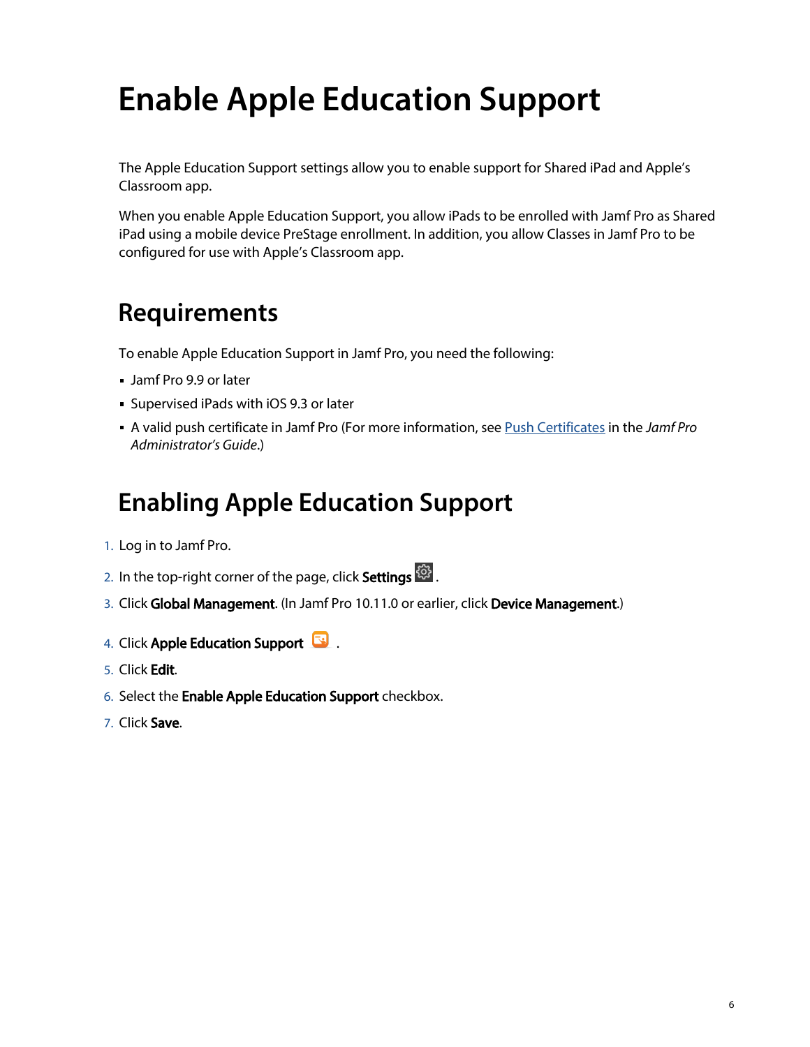# Enable Apple Education Support

The Apple Education Support settings allow you to enable support for Shared iPad and Apple's Classroom app.

When you enable Apple Education Support, you allow iPads to be enrolled with Jamf Pro as Shared iPad using a mobile device PreStage enrollment. In addition, you allow Classes in Jamf Pro to be configured for use with Apple's Classroom app.

## Requirements

To enable Apple Education Support in Jamf Pro, you need the following:

- Jamf Pro 9.9 or later
- Supervised iPads with iOS 9.3 or later
- A valid push certificate in Jamf Pro (For more information, see Push Certificates in the *Jamf Pro Administrator's Guide*.)

## Enabling Apple Education Support

1. Log in to Jamf Pro.
2. In the top-right corner of the page, click **Settings** .
3. Click **Global Management**. (In Jamf Pro 10.11.0 or earlier, click **Device Management**.)
4. Click **Apple Education Support** .
5. Click **Edit**.
6. Select the **Enable Apple Education Support** checkbox.
7. Click **Save**.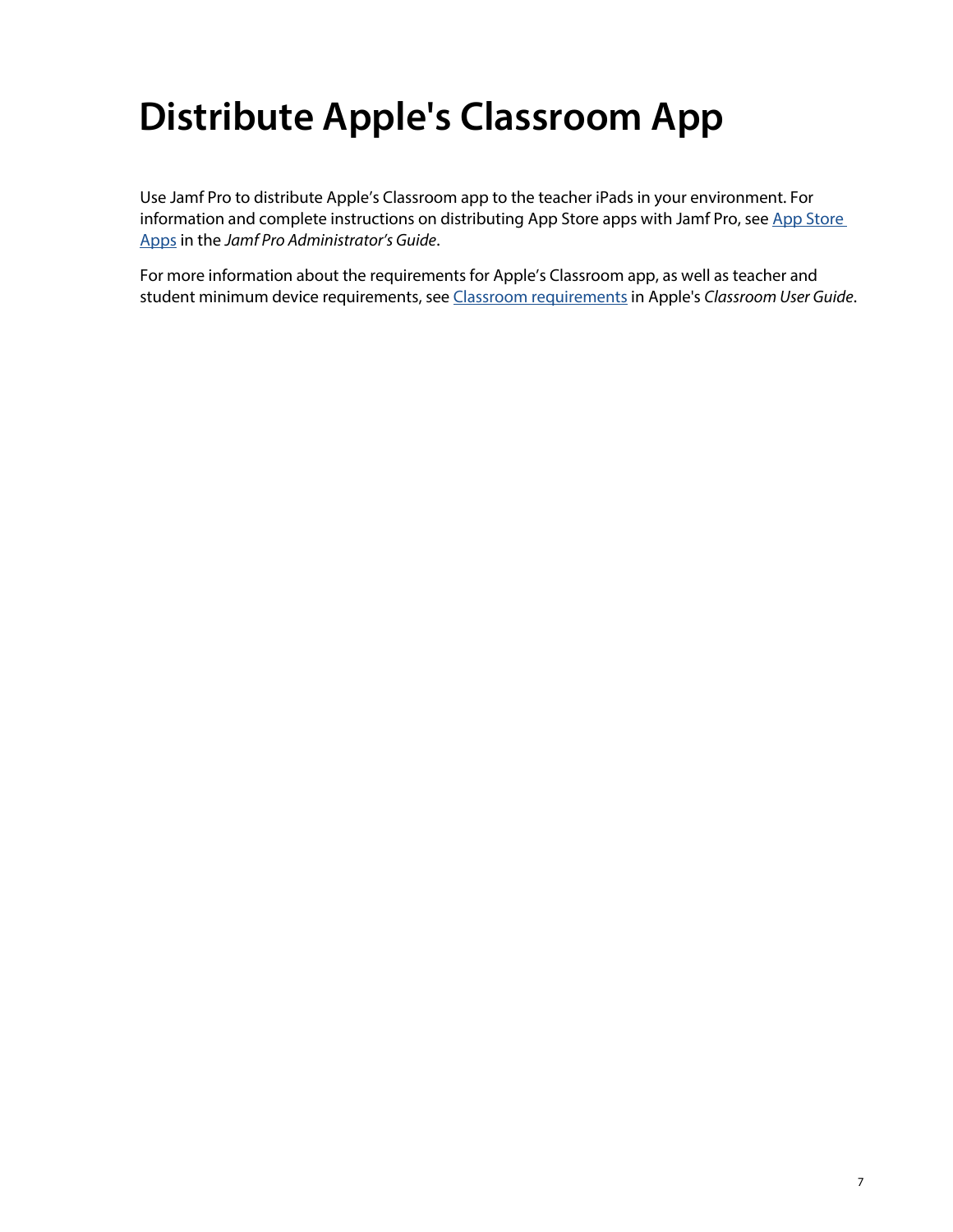# Distribute Apple's Classroom App

Use Jamf Pro to distribute Apple's Classroom app to the teacher iPads in your environment. For information and complete instructions on distributing App Store apps with Jamf Pro, see App Store Apps in the *Jamf Pro Administrator's Guide*.

For more information about the requirements for Apple's Classroom app, as well as teacher and student minimum device requirements, see Classroom requirements in Apple's *Classroom User Guide*.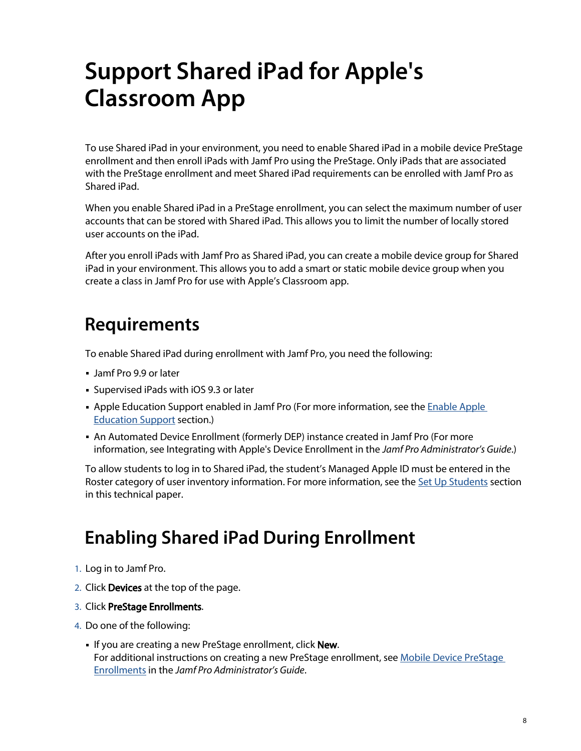# Support Shared iPad for Apple's Classroom App

To use Shared iPad in your environment, you need to enable Shared iPad in a mobile device PreStage enrollment and then enroll iPads with Jamf Pro using the PreStage. Only iPads that are associated with the PreStage enrollment and meet Shared iPad requirements can be enrolled with Jamf Pro as Shared iPad.

When you enable Shared iPad in a PreStage enrollment, you can select the maximum number of user accounts that can be stored with Shared iPad. This allows you to limit the number of locally stored user accounts on the iPad.

After you enroll iPads with Jamf Pro as Shared iPad, you can create a mobile device group for Shared iPad in your environment. This allows you to add a smart or static mobile device group when you create a class in Jamf Pro for use with Apple's Classroom app.

## Requirements

To enable Shared iPad during enrollment with Jamf Pro, you need the following:

- Jamf Pro 9.9 or later
- Supervised iPads with iOS 9.3 or later
- Apple Education Support enabled in Jamf Pro (For more information, see the Enable Apple Education Support section.)
- An Automated Device Enrollment (formerly DEP) instance created in Jamf Pro (For more information, see Integrating with Apple's Device Enrollment in the *Jamf Pro Administrator's Guide*.)

To allow students to log in to Shared iPad, the student's Managed Apple ID must be entered in the Roster category of user inventory information. For more information, see the Set Up Students section in this technical paper.

## Enabling Shared iPad During Enrollment

1. Log in to Jamf Pro.
2. Click **Devices** at the top of the page.
3. Click **PreStage Enrollments**.
4. Do one of the following:
   - If you are creating a new PreStage enrollment, click **New**.
     For additional instructions on creating a new PreStage enrollment, see Mobile Device PreStage Enrollments in the *Jamf Pro Administrator's Guide*.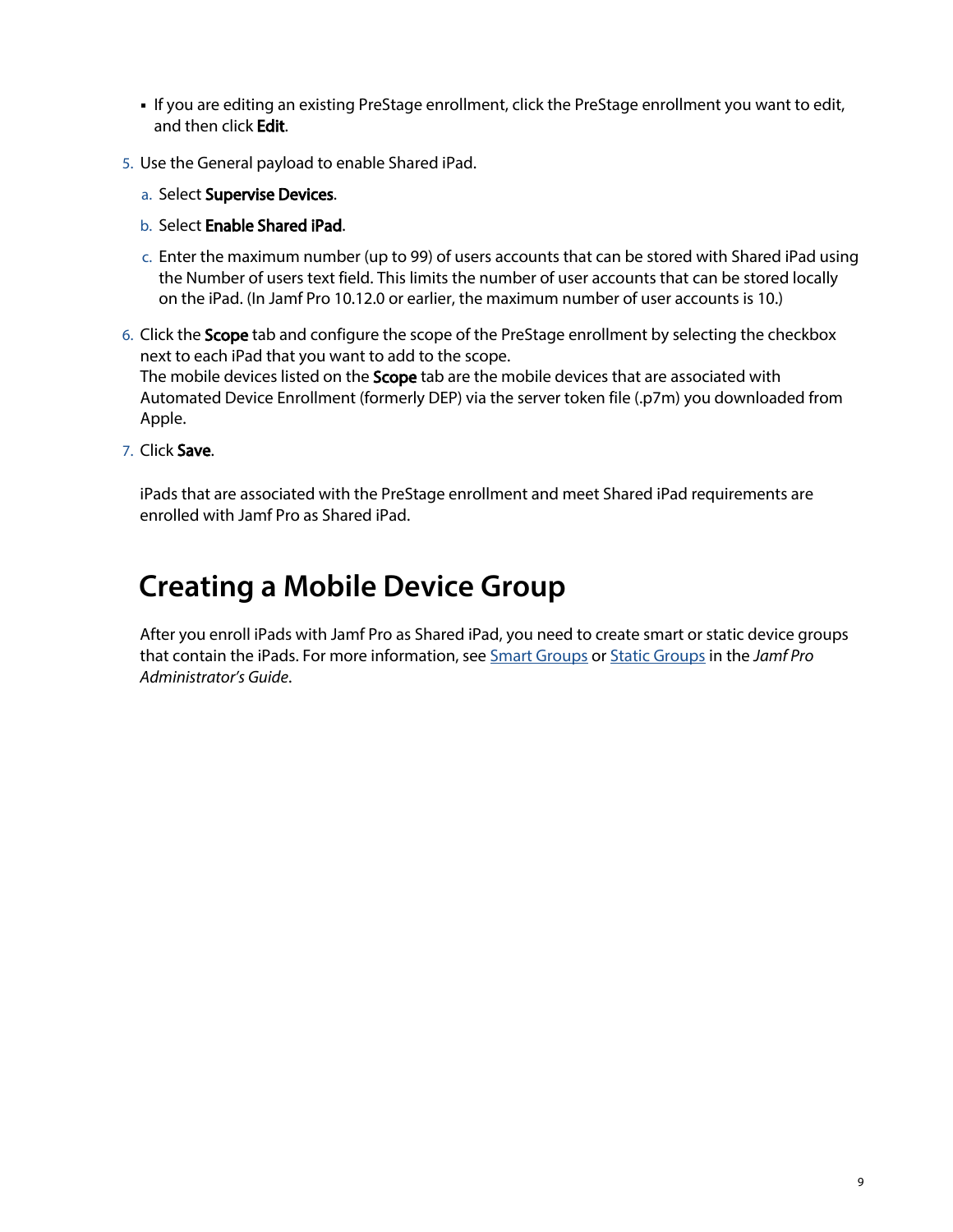- If you are editing an existing PreStage enrollment, click the PreStage enrollment you want to edit, and then click **Edit**.

5. Use the General payload to enable Shared iPad.
   a. Select **Supervise Devices**.
   b. Select **Enable Shared iPad**.
   c. Enter the maximum number (up to 99) of users accounts that can be stored with Shared iPad using the Number of users text field. This limits the number of user accounts that can be stored locally on the iPad. (In Jamf Pro 10.12.0 or earlier, the maximum number of user accounts is 10.)
6. Click the **Scope** tab and configure the scope of the PreStage enrollment by selecting the checkbox next to each iPad that you want to add to the scope.
   The mobile devices listed on the **Scope** tab are the mobile devices that are associated with Automated Device Enrollment (formerly DEP) via the server token file (.p7m) you downloaded from Apple.
7. Click **Save**.

iPads that are associated with the PreStage enrollment and meet Shared iPad requirements are enrolled with Jamf Pro as Shared iPad.

# Creating a Mobile Device Group

After you enroll iPads with Jamf Pro as Shared iPad, you need to create smart or static device groups that contain the iPads. For more information, see Smart Groups or Static Groups in the *Jamf Pro Administrator's Guide*.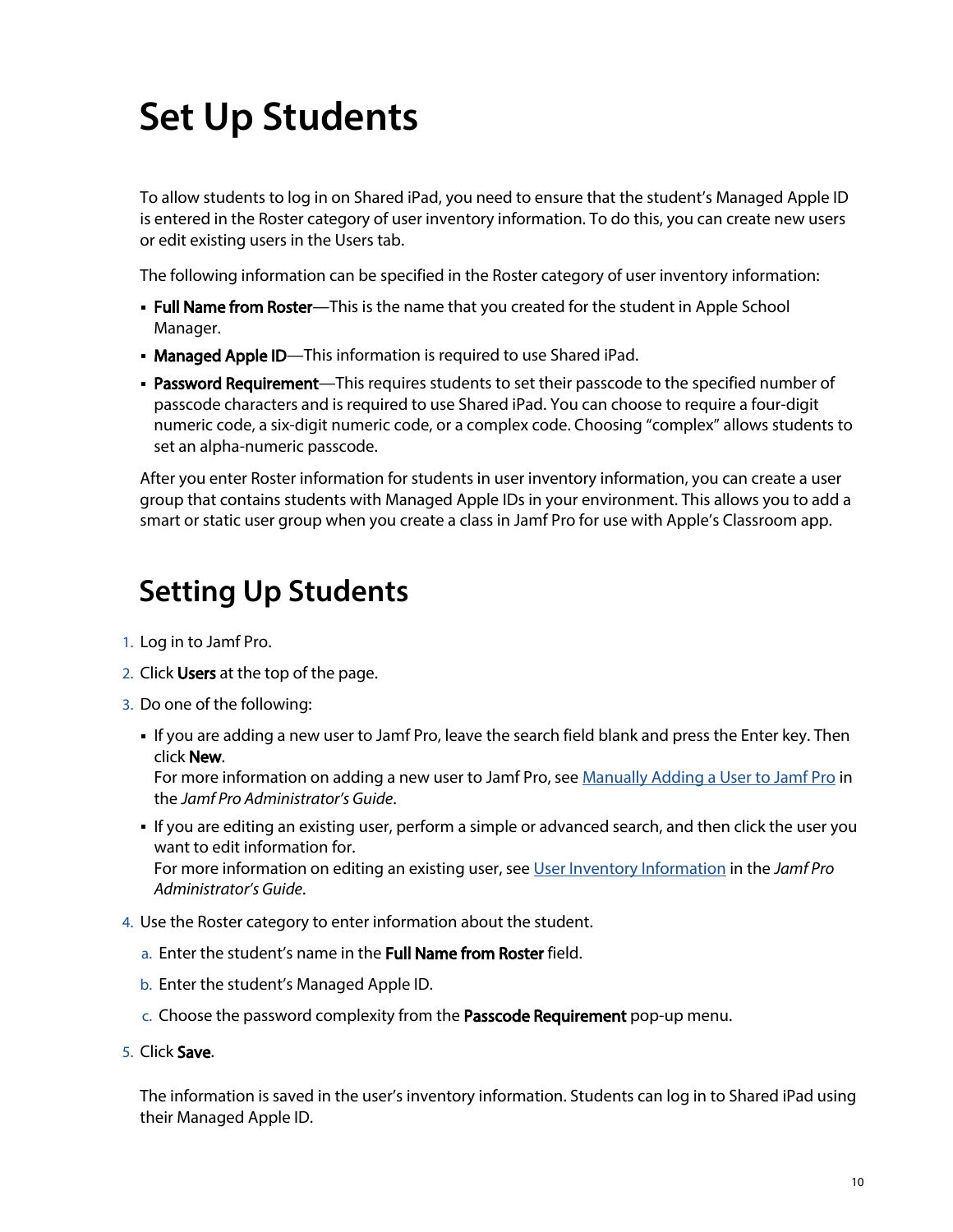# Set Up Students

To allow students to log in on Shared iPad, you need to ensure that the student's Managed Apple ID is entered in the Roster category of user inventory information. To do this, you can create new users or edit existing users in the Users tab.

The following information can be specified in the Roster category of user inventory information:

- **Full Name from Roster**—This is the name that you created for the student in Apple School Manager.
- **Managed Apple ID**—This information is required to use Shared iPad.
- **Password Requirement**—This requires students to set their passcode to the specified number of passcode characters and is required to use Shared iPad. You can choose to require a four-digit numeric code, a six-digit numeric code, or a complex code. Choosing "complex" allows students to set an alpha-numeric passcode.

After you enter Roster information for students in user inventory information, you can create a user group that contains students with Managed Apple IDs in your environment. This allows you to add a smart or static user group when you create a class in Jamf Pro for use with Apple's Classroom app.

## Setting Up Students

1. Log in to Jamf Pro.
2. Click **Users** at the top of the page.
3. Do one of the following:
   - If you are adding a new user to Jamf Pro, leave the search field blank and press the Enter key. Then click **New**.
     For more information on adding a new user to Jamf Pro, see [Manually Adding a User to Jamf Pro] in the *Jamf Pro Administrator's Guide*.
   - If you are editing an existing user, perform a simple or advanced search, and then click the user you want to edit information for.
     For more information on editing an existing user, see [User Inventory Information] in the *Jamf Pro Administrator's Guide*.
4. Use the Roster category to enter information about the student.
   a. Enter the student's name in the **Full Name from Roster** field.
   b. Enter the student's Managed Apple ID.
   c. Choose the password complexity from the **Passcode Requirement** pop-up menu.
5. Click **Save**.

   The information is saved in the user's inventory information. Students can log in to Shared iPad using their Managed Apple ID.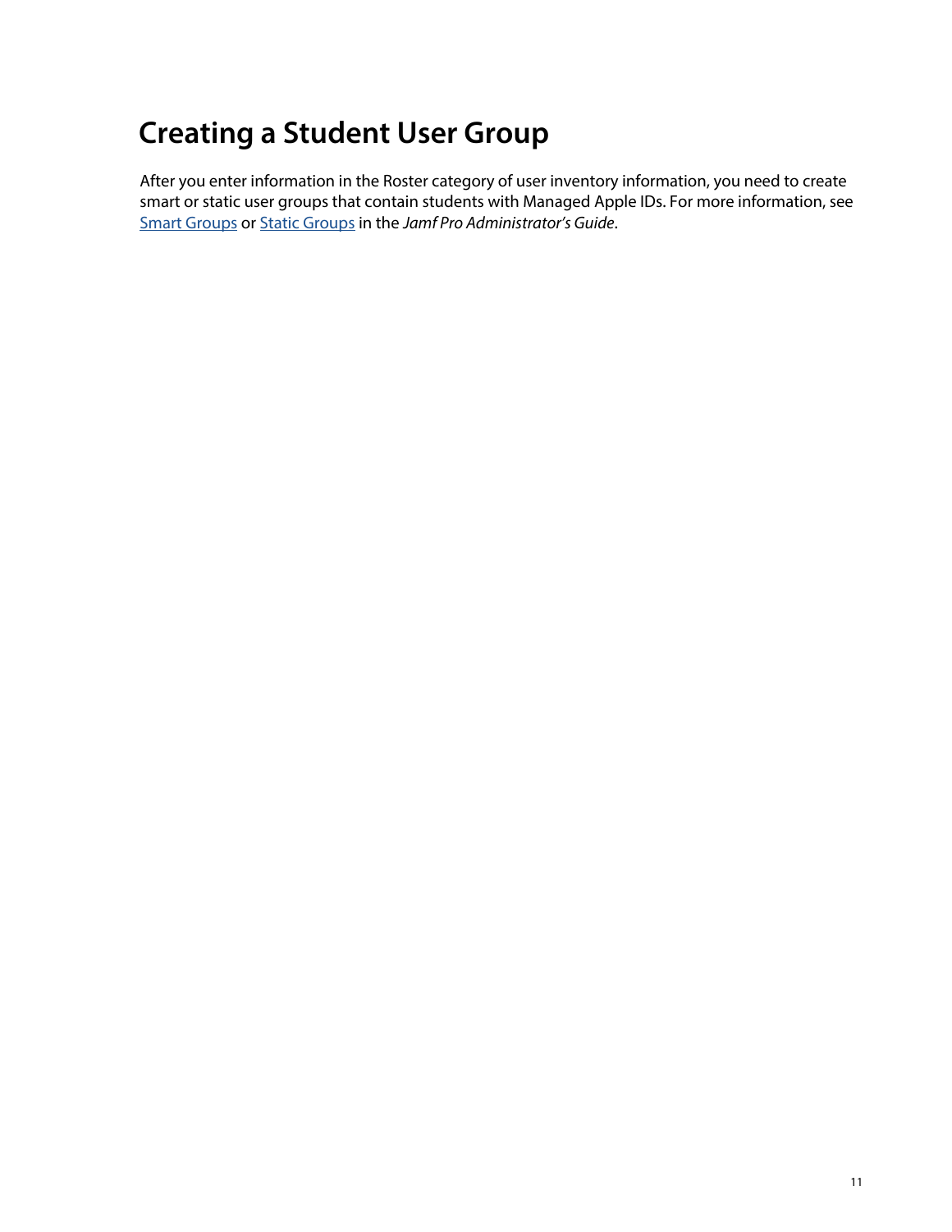# Creating a Student User Group

After you enter information in the Roster category of user inventory information, you need to create smart or static user groups that contain students with Managed Apple IDs. For more information, see Smart Groups or Static Groups in the *Jamf Pro Administrator's Guide*.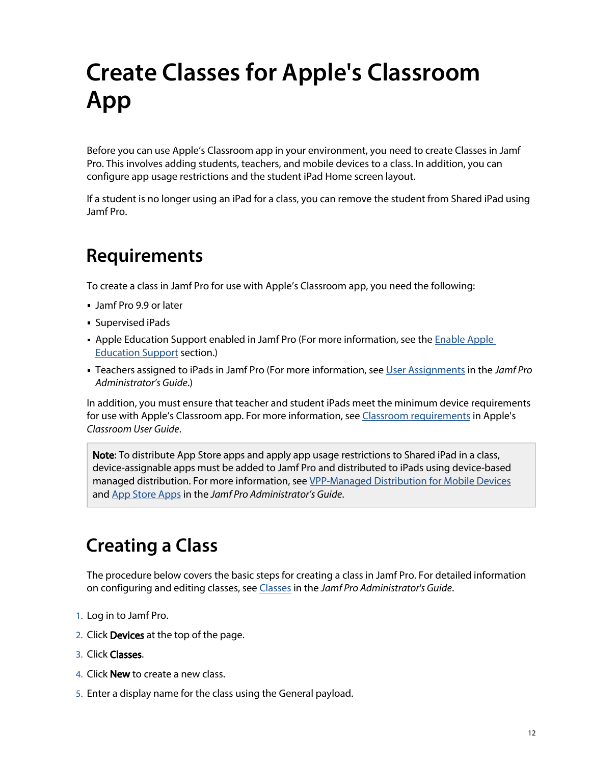# Create Classes for Apple's Classroom App

Before you can use Apple's Classroom app in your environment, you need to create Classes in Jamf Pro. This involves adding students, teachers, and mobile devices to a class. In addition, you can configure app usage restrictions and the student iPad Home screen layout.

If a student is no longer using an iPad for a class, you can remove the student from Shared iPad using Jamf Pro.

## Requirements

To create a class in Jamf Pro for use with Apple's Classroom app, you need the following:

- Jamf Pro 9.9 or later
- Supervised iPads
- Apple Education Support enabled in Jamf Pro (For more information, see the Enable Apple Education Support section.)
- Teachers assigned to iPads in Jamf Pro (For more information, see User Assignments in the *Jamf Pro Administrator's Guide*.)

In addition, you must ensure that teacher and student iPads meet the minimum device requirements for use with Apple's Classroom app. For more information, see Classroom requirements in Apple's *Classroom User Guide*.

> **Note**: To distribute App Store apps and apply app usage restrictions to Shared iPad in a class, device-assignable apps must be added to Jamf Pro and distributed to iPads using device-based managed distribution. For more information, see VPP-Managed Distribution for Mobile Devices and App Store Apps in the *Jamf Pro Administrator's Guide*.

## Creating a Class

The procedure below covers the basic steps for creating a class in Jamf Pro. For detailed information on configuring and editing classes, see Classes in the *Jamf Pro Administrator's Guide*.

1. Log in to Jamf Pro.
2. Click **Devices** at the top of the page.
3. Click **Classes**.
4. Click **New** to create a new class.
5. Enter a display name for the class using the General payload.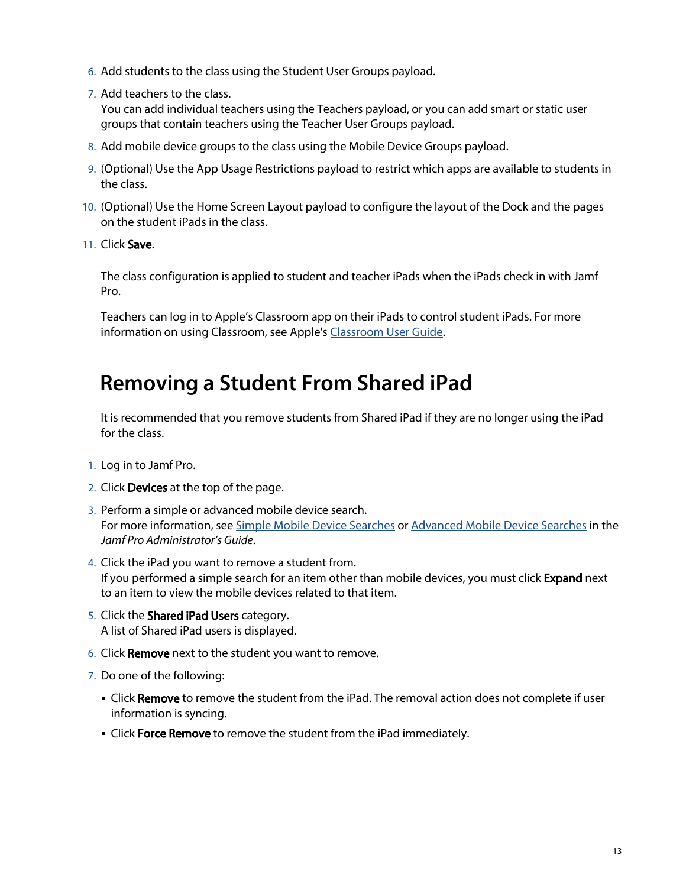6. Add students to the class using the Student User Groups payload.
7. Add teachers to the class.
   You can add individual teachers using the Teachers payload, or you can add smart or static user groups that contain teachers using the Teacher User Groups payload.
8. Add mobile device groups to the class using the Mobile Device Groups payload.
9. (Optional) Use the App Usage Restrictions payload to restrict which apps are available to students in the class.
10. (Optional) Use the Home Screen Layout payload to configure the layout of the Dock and the pages on the student iPads in the class.
11. Click **Save**.

    The class configuration is applied to student and teacher iPads when the iPads check in with Jamf Pro.

    Teachers can log in to Apple's Classroom app on their iPads to control student iPads. For more information on using Classroom, see Apple's Classroom User Guide.

# Removing a Student From Shared iPad

It is recommended that you remove students from Shared iPad if they are no longer using the iPad for the class.

1. Log in to Jamf Pro.
2. Click **Devices** at the top of the page.
3. Perform a simple or advanced mobile device search.
   For more information, see Simple Mobile Device Searches or Advanced Mobile Device Searches in the *Jamf Pro Administrator's Guide*.
4. Click the iPad you want to remove a student from.
   If you performed a simple search for an item other than mobile devices, you must click **Expand** next to an item to view the mobile devices related to that item.
5. Click the **Shared iPad Users** category.
   A list of Shared iPad users is displayed.
6. Click **Remove** next to the student you want to remove.
7. Do one of the following:
   - Click **Remove** to remove the student from the iPad. The removal action does not complete if user information is syncing.
   - Click **Force Remove** to remove the student from the iPad immediately.